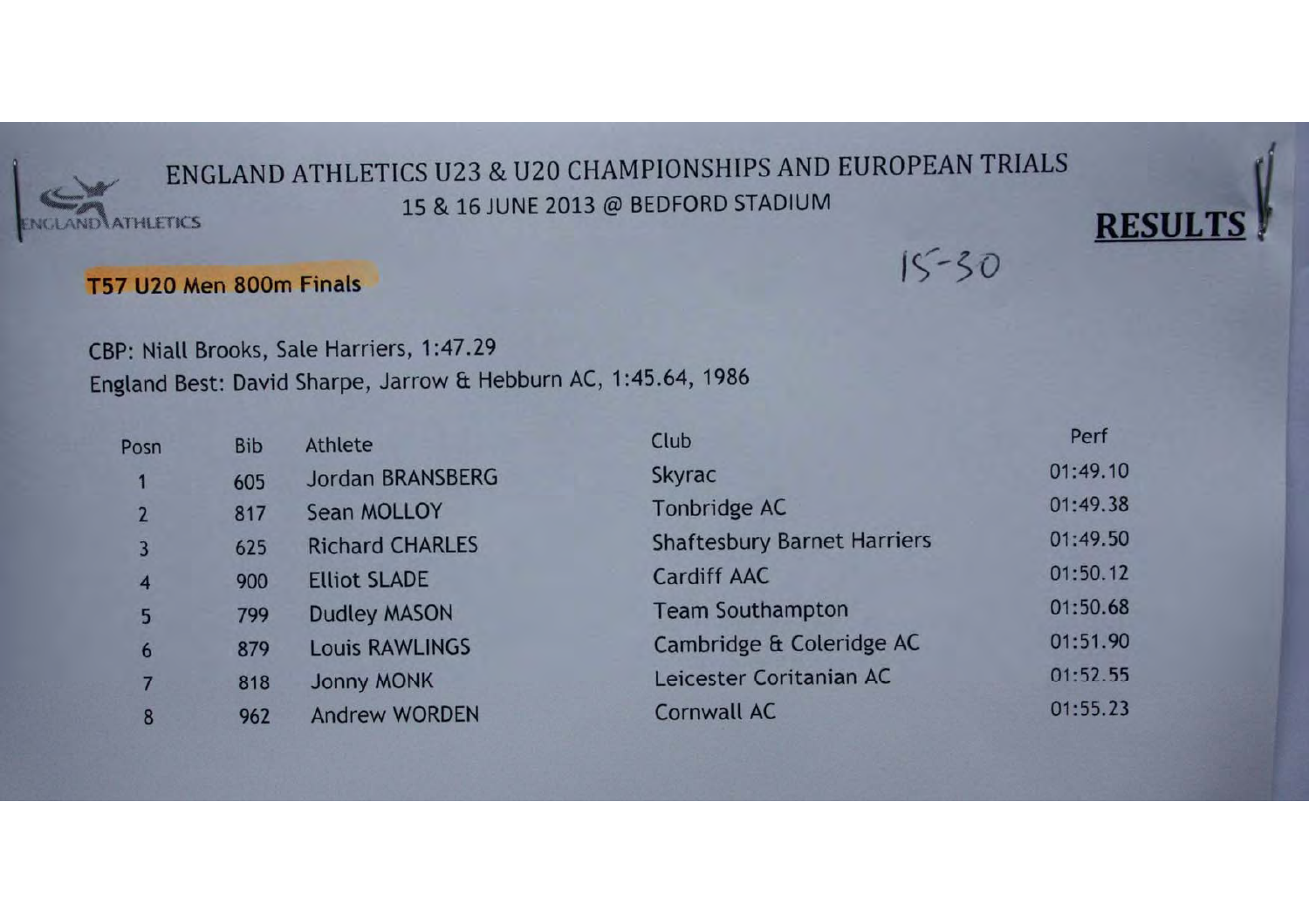ENGLAND ATHLETICS

# ENGLAND ATHLETICS U23 & U20 CHAMPIONSHIPS AND EUROPEAN TRIALS

15 & 16 JUNE 2013 @ BEDFORD STADIUM

**RESULTS**

15-30

## T57 U20 Men 800m Finals

CBP: Niall Brooks, Sale Harriers, 1:47.29

England Best: David Sharpe, Jarrow & Hebburn AC, 1:45.64, 1986

| Posn | Bib | Athlete | Club | Perf |
|---|---|---|---|---|
| 1 | 605 | Jordan BRANSBERG | Skyrac | 01:49.10 |
| 2 | 817 | Sean MOLLOY | Tonbridge AC | 01:49.38 |
| 3 | 625 | Richard CHARLES | Shaftesbury Barnet Harriers | 01:49.50 |
| 4 | 900 | Elliot SLADE | Cardiff AAC | 01:50.12 |
| 5 | 799 | Dudley MASON | Team Southampton | 01:50.68 |
| 6 | 879 | Louis RAWLINGS | Cambridge & Coleridge AC | 01:51.90 |
| 7 | 818 | Jonny MONK | Leicester Coritanian AC | 01:52.55 |
| 8 | 962 | Andrew WORDEN | Cornwall AC | 01:55.23 |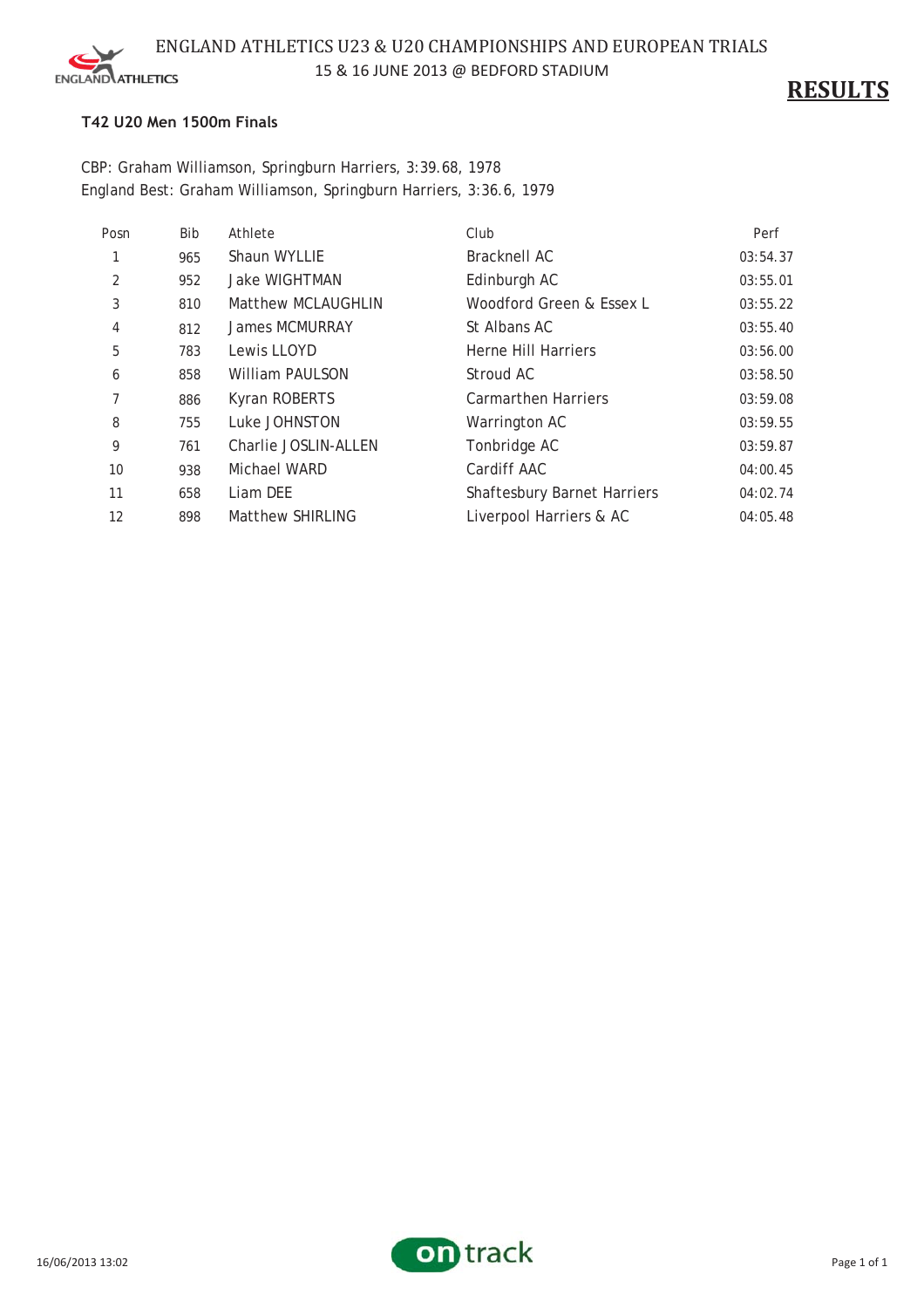# ENGLAND ATHLETICS U23 & U20 CHAMPIONSHIPS AND EUROPEAN TRIALS

15 & 16 JUNE 2013 @ BEDFORD STADIUM

**RESULTS**

### T42 U20 Men 1500m Finals

CBP: Graham Williamson, Springburn Harriers, 3:39.68, 1978
England Best: Graham Williamson, Springburn Harriers, 3:36.6, 1979

| Posn | Bib | Athlete | Club | Perf |
|---|---|---|---|---|
| 1 | 965 | Shaun WYLLIE | Bracknell AC | 03:54.37 |
| 2 | 952 | Jake WIGHTMAN | Edinburgh AC | 03:55.01 |
| 3 | 810 | Matthew MCLAUGHLIN | Woodford Green & Essex L | 03:55.22 |
| 4 | 812 | James MCMURRAY | St Albans AC | 03:55.40 |
| 5 | 783 | Lewis LLOYD | Herne Hill Harriers | 03:56.00 |
| 6 | 858 | William PAULSON | Stroud AC | 03:58.50 |
| 7 | 886 | Kyran ROBERTS | Carmarthen Harriers | 03:59.08 |
| 8 | 755 | Luke JOHNSTON | Warrington AC | 03:59.55 |
| 9 | 761 | Charlie JOSLIN-ALLEN | Tonbridge AC | 03:59.87 |
| 10 | 938 | Michael WARD | Cardiff AAC | 04:00.45 |
| 11 | 658 | Liam DEE | Shaftesbury Barnet Harriers | 04:02.74 |
| 12 | 898 | Matthew SHIRLING | Liverpool Harriers & AC | 04:05.48 |

16/06/2013 13:02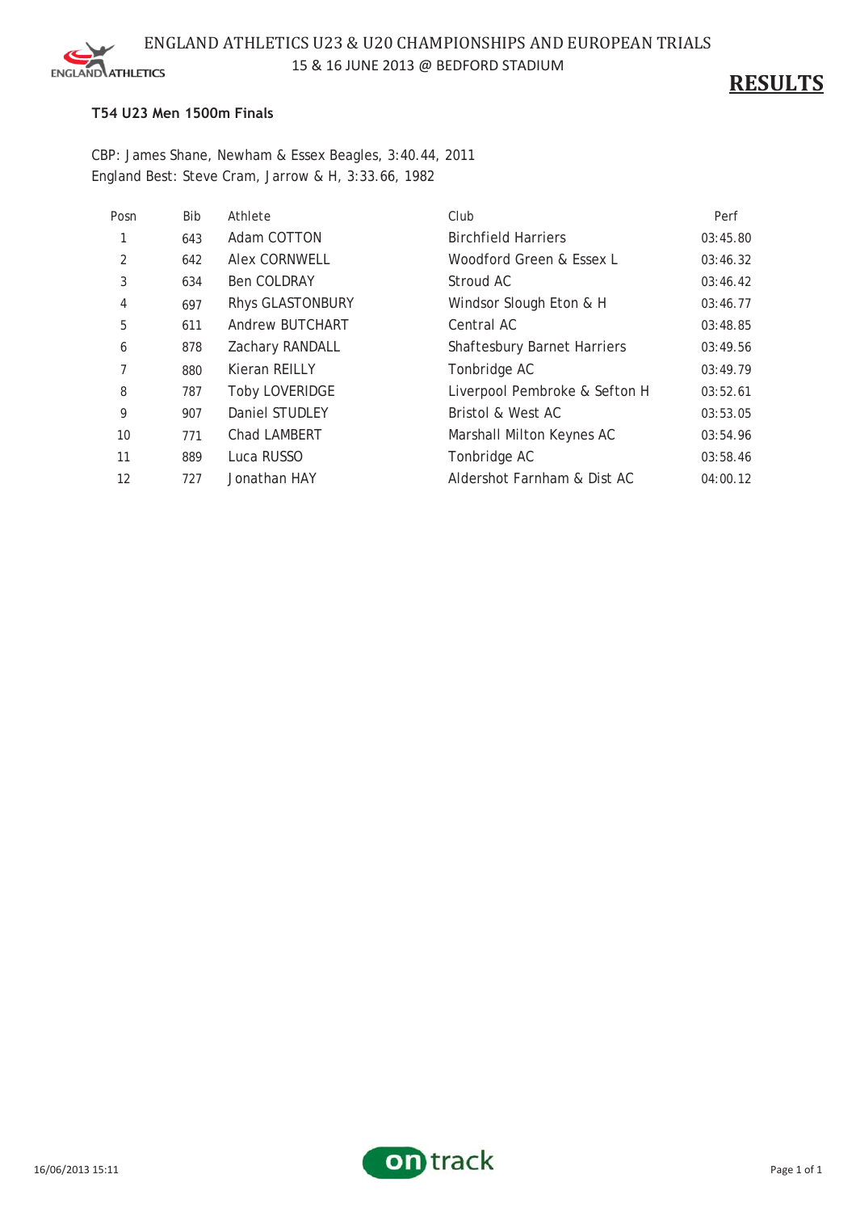# ENGLAND ATHLETICS U23 & U20 CHAMPIONSHIPS AND EUROPEAN TRIALS

15 & 16 JUNE 2013 @ BEDFORD STADIUM

## RESULTS

### T54 U23 Men 1500m Finals

CBP: James Shane, Newham & Essex Beagles, 3:40.44, 2011
England Best: Steve Cram, Jarrow & H, 3:33.66, 1982

| Posn | Bib | Athlete | Club | Perf |
|---|---|---|---|---|
| 1 | 643 | Adam COTTON | Birchfield Harriers | 03:45.80 |
| 2 | 642 | Alex CORNWELL | Woodford Green & Essex L | 03:46.32 |
| 3 | 634 | Ben COLDRAY | Stroud AC | 03:46.42 |
| 4 | 697 | Rhys GLASTONBURY | Windsor Slough Eton & H | 03:46.77 |
| 5 | 611 | Andrew BUTCHART | Central AC | 03:48.85 |
| 6 | 878 | Zachary RANDALL | Shaftesbury Barnet Harriers | 03:49.56 |
| 7 | 880 | Kieran REILLY | Tonbridge AC | 03:49.79 |
| 8 | 787 | Toby LOVERIDGE | Liverpool Pembroke & Sefton H | 03:52.61 |
| 9 | 907 | Daniel STUDLEY | Bristol & West AC | 03:53.05 |
| 10 | 771 | Chad LAMBERT | Marshall Milton Keynes AC | 03:54.96 |
| 11 | 889 | Luca RUSSO | Tonbridge AC | 03:58.46 |
| 12 | 727 | Jonathan HAY | Aldershot Farnham & Dist AC | 04:00.12 |

16/06/2013 15:11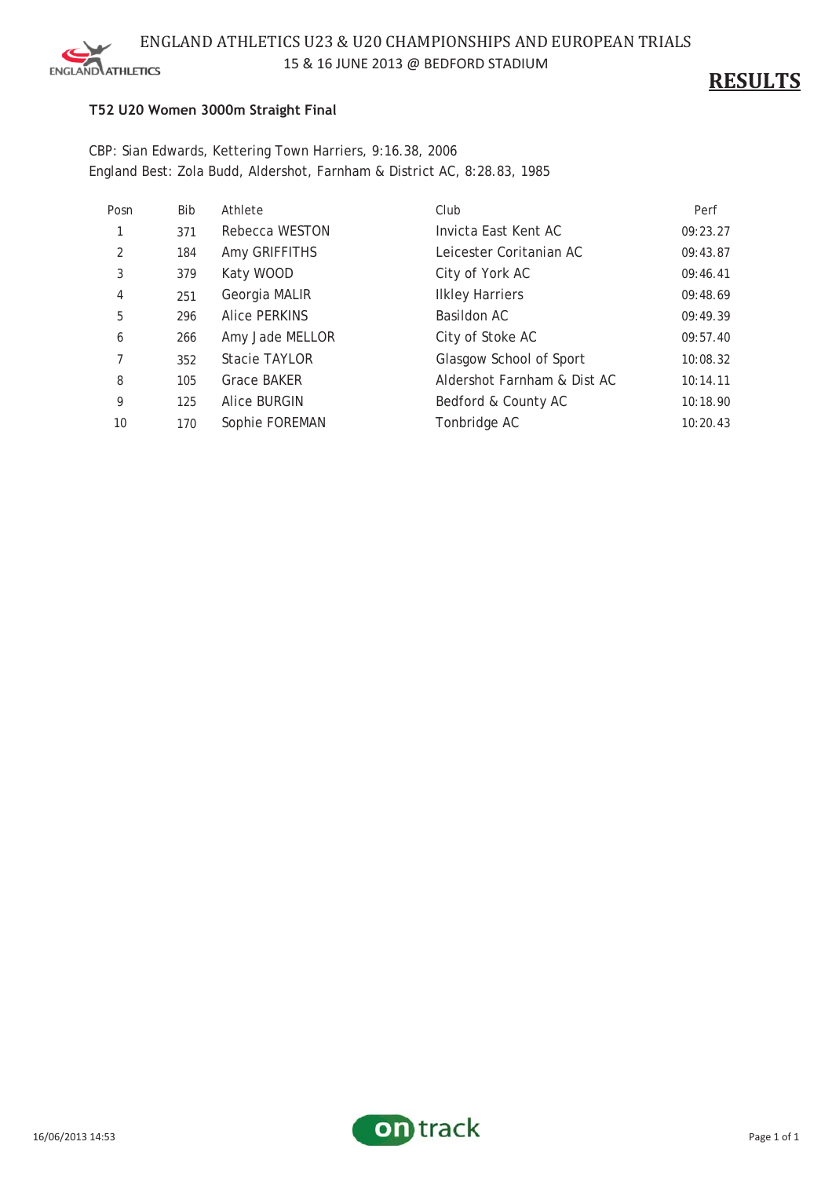# ENGLAND ATHLETICS U23 & U20 CHAMPIONSHIPS AND EUROPEAN TRIALS

15 & 16 JUNE 2013 @ BEDFORD STADIUM

## RESULTS

### T52 U20 Women 3000m Straight Final

CBP: Sian Edwards, Kettering Town Harriers, 9:16.38, 2006

England Best: Zola Budd, Aldershot, Farnham & District AC, 8:28.83, 1985

| Posn | Bib | Athlete | Club | Perf |
|---|---|---|---|---|
| 1 | 371 | Rebecca WESTON | Invicta East Kent AC | 09:23.27 |
| 2 | 184 | Amy GRIFFITHS | Leicester Coritanian AC | 09:43.87 |
| 3 | 379 | Katy WOOD | City of York AC | 09:46.41 |
| 4 | 251 | Georgia MALIR | Ilkley Harriers | 09:48.69 |
| 5 | 296 | Alice PERKINS | Basildon AC | 09:49.39 |
| 6 | 266 | Amy Jade MELLOR | City of Stoke AC | 09:57.40 |
| 7 | 352 | Stacie TAYLOR | Glasgow School of Sport | 10:08.32 |
| 8 | 105 | Grace BAKER | Aldershot Farnham & Dist AC | 10:14.11 |
| 9 | 125 | Alice BURGIN | Bedford & County AC | 10:18.90 |
| 10 | 170 | Sophie FOREMAN | Tonbridge AC | 10:20.43 |

16/06/2013 14:53